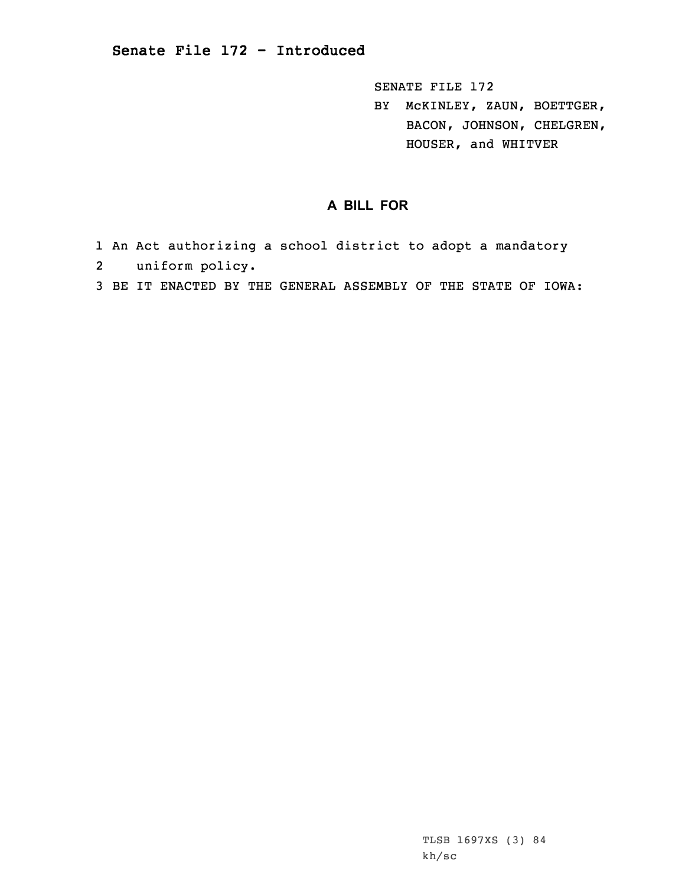# Senate File 172 - Introduced

SENATE FILE 172
BY McKINLEY, ZAUN, BOETTGER, BACON, JOHNSON, CHELGREN, HOUSER, and WHITVER

## A BILL FOR

1 An Act authorizing a school district to adopt a mandatory
2 uniform policy.
3 BE IT ENACTED BY THE GENERAL ASSEMBLY OF THE STATE OF IOWA:

TLSB 1697XS (3) 84
kh/sc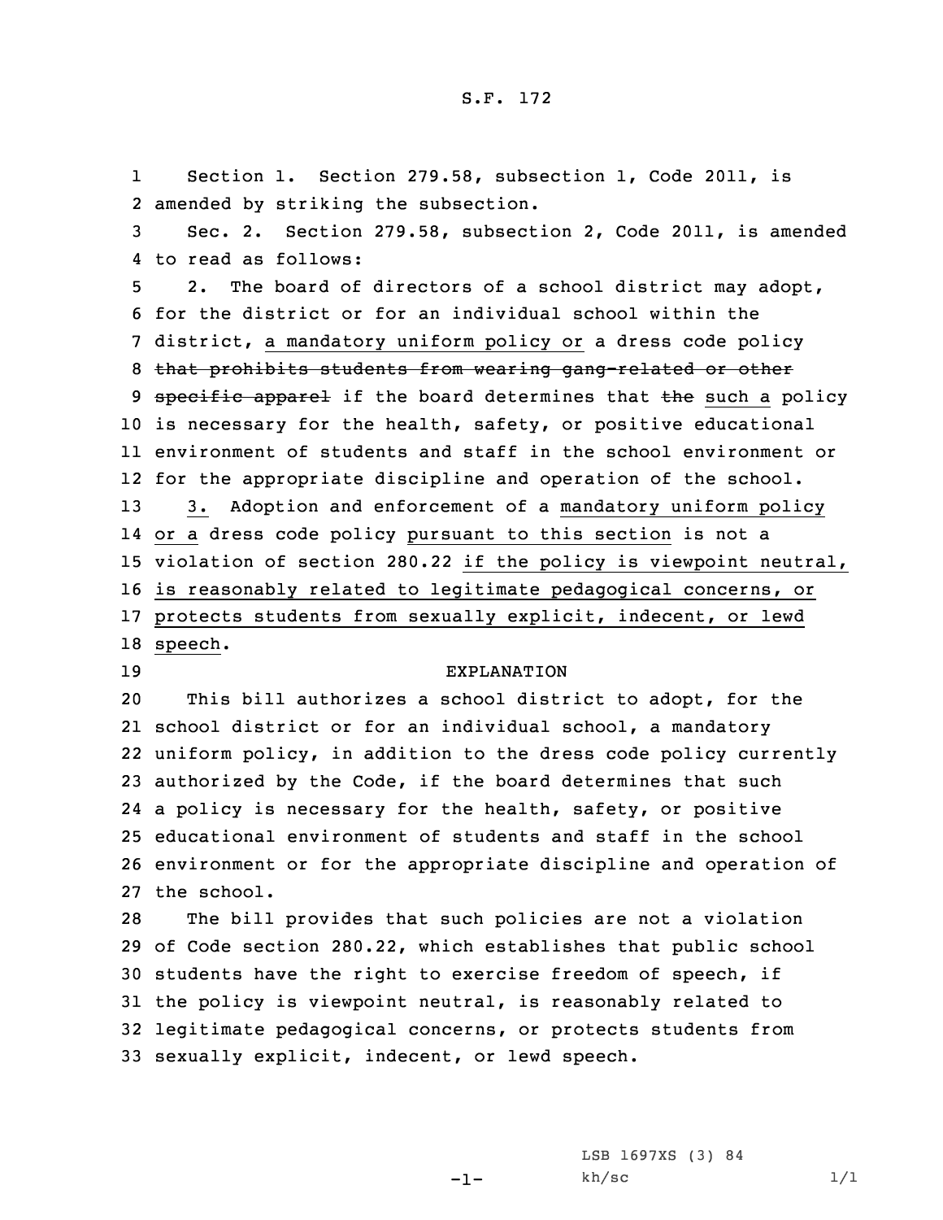Section 1. Section 279.58, subsection 1, Code 2011, is amended by striking the subsection.

Sec. 2. Section 279.58, subsection 2, Code 2011, is amended to read as follows:

2. The board of directors of a school district may adopt, for the district or for an individual school within the district, a mandatory uniform policy or a dress code policy ~~that prohibits students from wearing gang-related or other specific apparel~~ if the board determines that ~~the~~ such a policy is necessary for the health, safety, or positive educational environment of students and staff in the school environment or for the appropriate discipline and operation of the school.

3. Adoption and enforcement of a mandatory uniform policy or a dress code policy pursuant to this section is not a violation of section 280.22 if the policy is viewpoint neutral, is reasonably related to legitimate pedagogical concerns, or protects students from sexually explicit, indecent, or lewd speech.

EXPLANATION

This bill authorizes a school district to adopt, for the school district or for an individual school, a mandatory uniform policy, in addition to the dress code policy currently authorized by the Code, if the board determines that such a policy is necessary for the health, safety, or positive educational environment of students and staff in the school environment or for the appropriate discipline and operation of the school.

The bill provides that such policies are not a violation of Code section 280.22, which establishes that public school students have the right to exercise freedom of speech, if the policy is viewpoint neutral, is reasonably related to legitimate pedagogical concerns, or protects students from sexually explicit, indecent, or lewd speech.

LSB 1697XS (3) 84
kh/sc